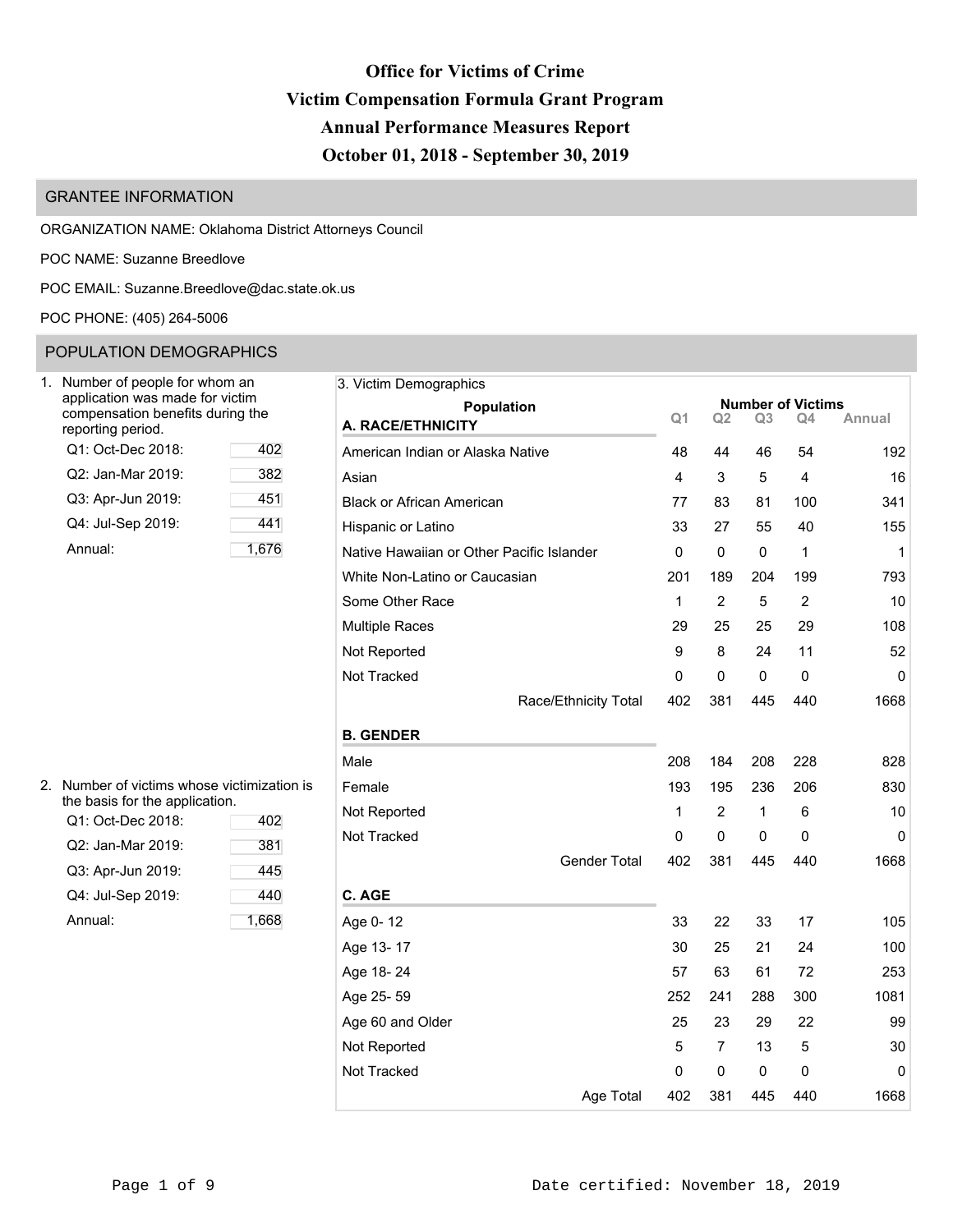# Office for Victims of Crime
# Victim Compensation Formula Grant Program
# Annual Performance Measures Report
# October 01, 2018 - September 30, 2019

## GRANTEE INFORMATION

ORGANIZATION NAME: Oklahoma District Attorneys Council

POC NAME: Suzanne Breedlove

POC EMAIL: Suzanne.Breedlove@dac.state.ok.us

POC PHONE: (405) 264-5006

## POPULATION DEMOGRAPHICS

1. Number of people for whom an application was made for victim compensation benefits during the reporting period.

| Period | Count |
|---|---|
| Q1: Oct-Dec 2018: | 402 |
| Q2: Jan-Mar 2019: | 382 |
| Q3: Apr-Jun 2019: | 451 |
| Q4: Jul-Sep 2019: | 441 |
| Annual: | 1,676 |

2. Number of victims whose victimization is the basis for the application.

| Period | Count |
|---|---|
| Q1: Oct-Dec 2018: | 402 |
| Q2: Jan-Mar 2019: | 381 |
| Q3: Apr-Jun 2019: | 445 |
| Q4: Jul-Sep 2019: | 440 |
| Annual: | 1,668 |

3. Victim Demographics

| Population | Q1 | Q2 | Q3 | Q4 | Annual |
|---|---|---|---|---|---|
| **A. RACE/ETHNICITY** | | | | | |
| American Indian or Alaska Native | 48 | 44 | 46 | 54 | 192 |
| Asian | 4 | 3 | 5 | 4 | 16 |
| Black or African American | 77 | 83 | 81 | 100 | 341 |
| Hispanic or Latino | 33 | 27 | 55 | 40 | 155 |
| Native Hawaiian or Other Pacific Islander | 0 | 0 | 0 | 1 | 1 |
| White Non-Latino or Caucasian | 201 | 189 | 204 | 199 | 793 |
| Some Other Race | 1 | 2 | 5 | 2 | 10 |
| Multiple Races | 29 | 25 | 25 | 29 | 108 |
| Not Reported | 9 | 8 | 24 | 11 | 52 |
| Not Tracked | 0 | 0 | 0 | 0 | 0 |
| Race/Ethnicity Total | 402 | 381 | 445 | 440 | 1668 |
| **B. GENDER** | | | | | |
| Male | 208 | 184 | 208 | 228 | 828 |
| Female | 193 | 195 | 236 | 206 | 830 |
| Not Reported | 1 | 2 | 1 | 6 | 10 |
| Not Tracked | 0 | 0 | 0 | 0 | 0 |
| Gender Total | 402 | 381 | 445 | 440 | 1668 |
| **C. AGE** | | | | | |
| Age 0- 12 | 33 | 22 | 33 | 17 | 105 |
| Age 13- 17 | 30 | 25 | 21 | 24 | 100 |
| Age 18- 24 | 57 | 63 | 61 | 72 | 253 |
| Age 25- 59 | 252 | 241 | 288 | 300 | 1081 |
| Age 60 and Older | 25 | 23 | 29 | 22 | 99 |
| Not Reported | 5 | 7 | 13 | 5 | 30 |
| Not Tracked | 0 | 0 | 0 | 0 | 0 |
| Age Total | 402 | 381 | 445 | 440 | 1668 |

Date certified: November 18, 2019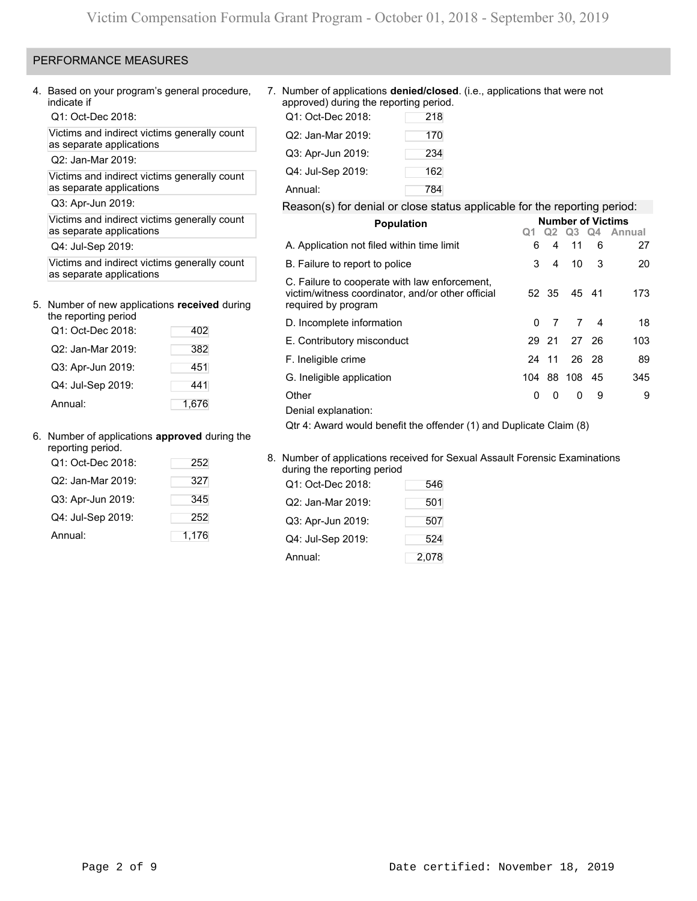## PERFORMANCE MEASURES

4. Based on your program's general procedure, indicate if

Q1: Oct-Dec 2018:

Victims and indirect victims generally count as separate applications

Q2: Jan-Mar 2019:

Victims and indirect victims generally count as separate applications

Q3: Apr-Jun 2019:

Victims and indirect victims generally count as separate applications

Q4: Jul-Sep 2019:

Victims and indirect victims generally count as separate applications

5. Number of new applications **received** during the reporting period

| | |
|---|---|
| Q1: Oct-Dec 2018: | 402 |
| Q2: Jan-Mar 2019: | 382 |
| Q3: Apr-Jun 2019: | 451 |
| Q4: Jul-Sep 2019: | 441 |
| Annual: | 1,676 |

6. Number of applications **approved** during the reporting period.

| | |
|---|---|
| Q1: Oct-Dec 2018: | 252 |
| Q2: Jan-Mar 2019: | 327 |
| Q3: Apr-Jun 2019: | 345 |
| Q4: Jul-Sep 2019: | 252 |
| Annual: | 1,176 |

7. Number of applications **denied/closed**. (i.e., applications that were not approved) during the reporting period.

| | |
|---|---|
| Q1: Oct-Dec 2018: | 218 |
| Q2: Jan-Mar 2019: | 170 |
| Q3: Apr-Jun 2019: | 234 |
| Q4: Jul-Sep 2019: | 162 |
| Annual: | 784 |

Reason(s) for denial or close status applicable for the reporting period:

| Population | Number of Victims | | | | |
|---|---|---|---|---|---|
| | Q1 | Q2 | Q3 | Q4 | Annual |
| A. Application not filed within time limit | 6 | 4 | 11 | 6 | 27 |
| B. Failure to report to police | 3 | 4 | 10 | 3 | 20 |
| C. Failure to cooperate with law enforcement, victim/witness coordinator, and/or other official required by program | 52 | 35 | 45 | 41 | 173 |
| D. Incomplete information | 0 | 7 | 7 | 4 | 18 |
| E. Contributory misconduct | 29 | 21 | 27 | 26 | 103 |
| F. Ineligible crime | 24 | 11 | 26 | 28 | 89 |
| G. Ineligible application | 104 | 88 | 108 | 45 | 345 |
| Other | 0 | 0 | 0 | 9 | 9 |

Denial explanation:

Qtr 4: Award would benefit the offender (1) and Duplicate Claim (8)

8. Number of applications received for Sexual Assault Forensic Examinations during the reporting period

| | |
|---|---|
| Q1: Oct-Dec 2018: | 546 |
| Q2: Jan-Mar 2019: | 501 |
| Q3: Apr-Jun 2019: | 507 |
| Q4: Jul-Sep 2019: | 524 |
| Annual: | 2,078 |

Date certified: November 18, 2019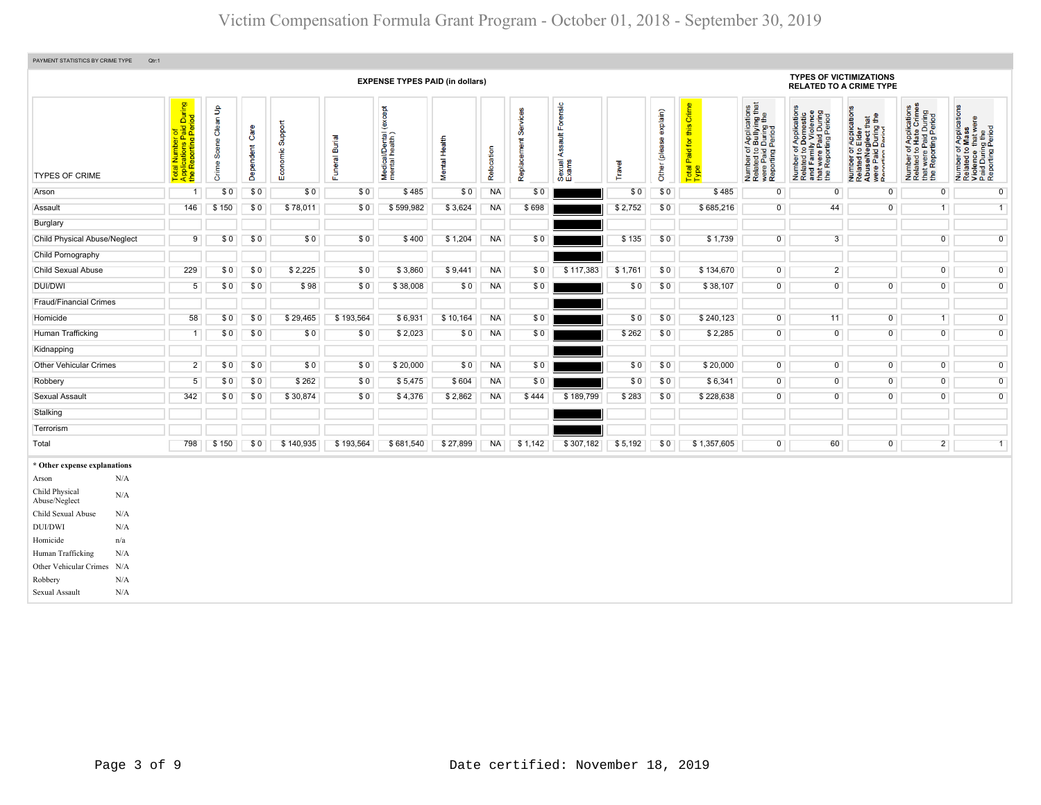# Victim Compensation Formula Grant Program - October 01, 2018 - September 30, 2019

PAYMENT STATISTICS BY CRIME TYPE Qtr:1

| | | EXPENSE TYPES PAID (in dollars) | | | | | | | | | | | | | TYPES OF VICTIMIZATIONS RELATED TO A CRIME TYPE | | | | |
|---|---|---|---|---|---|---|---|---|---|---|---|---|---|---|---|---|---|---|---|
| TYPES OF CRIME | Total Number of Applications Paid During the Reporting Period | Crime Scene Clean Up | Dependent Care | Economic Support | Funeral Burial | Medical/Dental (except mental health) | Mental Health | Relocation | Replacement Services | Sexual Assault Forensic Exams | Travel | Other (please explain) | Total Paid for this Crime Type | Number of Applications Related to Bullying that were Paid During the Reporting Period | Number of Applications Related to Domestic and Family Violence that were Paid During the Reporting Period | Number of Applications Related to Elder Abuse/Neglect that were Paid During the Reporting Period | Number of Applications Related to Hate Crimes that were Paid During the Reporting Period | Number of Applications Related to Mass Violence that were Paid During the Reporting Period |
| Arson | 1 | $ 0 | $ 0 | $ 0 | $ 0 | $ 485 | $ 0 | NA | $ 0 | | $ 0 | $ 0 | $ 485 | 0 | 0 | 0 | 0 | 0 |
| Assault | 146 | $ 150 | $ 0 | $ 78,011 | $ 0 | $ 599,982 | $ 3,624 | NA | $ 698 | | $ 2,752 | $ 0 | $ 685,216 | 0 | 44 | 0 | 1 | 1 |
| Burglary | | | | | | | | | | | | | | | | | | |
| Child Physical Abuse/Neglect | 9 | $ 0 | $ 0 | $ 0 | $ 0 | $ 400 | $ 1,204 | NA | $ 0 | | $ 135 | $ 0 | $ 1,739 | 0 | 3 | | 0 | 0 |
| Child Pornography | | | | | | | | | | | | | | | | | | |
| Child Sexual Abuse | 229 | $ 0 | $ 0 | $ 2,225 | $ 0 | $ 3,860 | $ 9,441 | NA | $ 0 | $ 117,383 | $ 1,761 | $ 0 | $ 134,670 | 0 | 2 | | 0 | 0 |
| DUI/DWI | 5 | $ 0 | $ 0 | $ 98 | $ 0 | $ 38,008 | $ 0 | NA | $ 0 | | $ 0 | $ 0 | $ 38,107 | 0 | 0 | 0 | 0 | 0 |
| Fraud/Financial Crimes | | | | | | | | | | | | | | | | | | |
| Homicide | 58 | $ 0 | $ 0 | $ 29,465 | $ 193,564 | $ 6,931 | $ 10,164 | NA | $ 0 | | $ 0 | $ 0 | $ 240,123 | 0 | 11 | 0 | 1 | 0 |
| Human Trafficking | 1 | $ 0 | $ 0 | $ 0 | $ 0 | $ 2,023 | $ 0 | NA | $ 0 | | $ 262 | $ 0 | $ 2,285 | 0 | 0 | 0 | 0 | 0 |
| Kidnapping | | | | | | | | | | | | | | | | | | |
| Other Vehicular Crimes | 2 | $ 0 | $ 0 | $ 0 | $ 0 | $ 20,000 | $ 0 | NA | $ 0 | | $ 0 | $ 0 | $ 20,000 | 0 | 0 | 0 | 0 | 0 |
| Robbery | 5 | $ 0 | $ 0 | $ 262 | $ 0 | $ 5,475 | $ 604 | NA | $ 0 | | $ 0 | $ 0 | $ 6,341 | 0 | 0 | 0 | 0 | 0 |
| Sexual Assault | 342 | $ 0 | $ 0 | $ 30,874 | $ 0 | $ 4,376 | $ 2,862 | NA | $ 444 | $ 189,799 | $ 283 | $ 0 | $ 228,638 | 0 | 0 | 0 | 0 | 0 |
| Stalking | | | | | | | | | | | | | | | | | | |
| Terrorism | | | | | | | | | | | | | | | | | | |
| Total | 798 | $ 150 | $ 0 | $ 140,935 | $ 193,564 | $ 681,540 | $ 27,899 | NA | $ 1,142 | $ 307,182 | $ 5,192 | $ 0 | $ 1,357,605 | 0 | 60 | 0 | 2 | 1 |

**\* Other expense explanations**

| | |
|---|---|
| Arson | N/A |
| Child Physical Abuse/Neglect | N/A |
| Child Sexual Abuse | N/A |
| DUI/DWI | N/A |
| Homicide | n/a |
| Human Trafficking | N/A |
| Other Vehicular Crimes | N/A |
| Robbery | N/A |
| Sexual Assault | N/A |

Date certified: November 18, 2019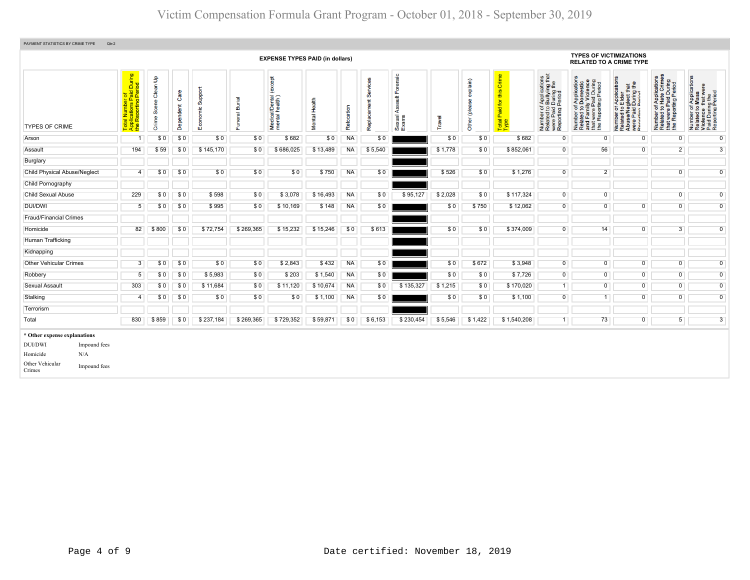# Victim Compensation Formula Grant Program - October 01, 2018 - September 30, 2019

PAYMENT STATISTICS BY CRIME TYPE Qtr:2

| TYPES OF CRIME | EXPENSE TYPES PAID (in dollars) | | | | | | | | | | | | | TYPES OF VICTIMIZATIONS RELATED TO A CRIME TYPE | | | | |
|---|---|---|---|---|---|---|---|---|---|---|---|---|---|---|---|---|---|---|
| | Total Number of Applications Paid During the Reporting Period | Crime Scene Clean Up | Dependent Care | Economic Support | Funeral Burial | Medical/Dental (except mental health) | Mental Health | Relocation | Replacement Services | Sexual Assault Forensic Exams | Travel | Other (please explain) | Total Paid for this Crime Type | Number of Applications Related to Bullying that were Paid During the Reporting Period | Number of Applications Related to Domestic and Family Violence that were Paid During the Reporting Period | Number of Applications Related to Elder Abuse/Neglect that were Paid During the Reporting Period | Number of Applications Related to Hate Crimes that were Paid During the Reporting Period | Number of Applications Related to Mass Violence that were Paid During the Reporting Period |
| Arson | 1 | $ 0 | $ 0 | $ 0 | $ 0 | $ 682 | $ 0 | NA | $ 0 | | $ 0 | $ 0 | $ 682 | 0 | 0 | 0 | 0 | 0 |
| Assault | 194 | $ 59 | $ 0 | $ 145,170 | $ 0 | $ 686,025 | $ 13,489 | NA | $ 5,540 | | $ 1,778 | $ 0 | $ 852,061 | 0 | 56 | 0 | 2 | 3 |
| Burglary | | | | | | | | | | | | | | | | | | |
| Child Physical Abuse/Neglect | 4 | $ 0 | $ 0 | $ 0 | $ 0 | $ 0 | $ 750 | NA | $ 0 | | $ 526 | $ 0 | $ 1,276 | 0 | 2 | | 0 | 0 |
| Child Pornography | | | | | | | | | | | | | | | | | | |
| Child Sexual Abuse | 229 | $ 0 | $ 0 | $ 598 | $ 0 | $ 3,078 | $ 16,493 | NA | $ 0 | $ 95,127 | $ 2,028 | $ 0 | $ 117,324 | 0 | 0 | | 0 | 0 |
| DUI/DWI | 5 | $ 0 | $ 0 | $ 995 | $ 0 | $ 10,169 | $ 148 | NA | $ 0 | | $ 0 | $ 750 | $ 12,062 | 0 | 0 | 0 | 0 | 0 |
| Fraud/Financial Crimes | | | | | | | | | | | | | | | | | | |
| Homicide | 82 | $ 800 | $ 0 | $ 72,754 | $ 269,365 | $ 15,232 | $ 15,246 | $ 0 | $ 613 | | $ 0 | $ 0 | $ 374,009 | 0 | 14 | 0 | 3 | 0 |
| Human Trafficking | | | | | | | | | | | | | | | | | | |
| Kidnapping | | | | | | | | | | | | | | | | | | |
| Other Vehicular Crimes | 3 | $ 0 | $ 0 | $ 0 | $ 0 | $ 2,843 | $ 432 | NA | $ 0 | | $ 0 | $ 672 | $ 3,948 | 0 | 0 | 0 | 0 | 0 |
| Robbery | 5 | $ 0 | $ 0 | $ 5,983 | $ 0 | $ 203 | $ 1,540 | NA | $ 0 | | $ 0 | $ 0 | $ 7,726 | 0 | 0 | 0 | 0 | 0 |
| Sexual Assault | 303 | $ 0 | $ 0 | $ 11,684 | $ 0 | $ 11,120 | $ 10,674 | NA | $ 0 | $ 135,327 | $ 1,215 | $ 0 | $ 170,020 | 1 | 0 | 0 | 0 | 0 |
| Stalking | 4 | $ 0 | $ 0 | $ 0 | $ 0 | $ 0 | $ 1,100 | NA | $ 0 | | $ 0 | $ 0 | $ 1,100 | 0 | 1 | 0 | 0 | 0 |
| Terrorism | | | | | | | | | | | | | | | | | | |
| Total | 830 | $ 859 | $ 0 | $ 237,184 | $ 269,365 | $ 729,352 | $ 59,871 | $ 0 | $ 6,153 | $ 230,454 | $ 5,546 | $ 1,422 | $ 1,540,208 | 1 | 73 | 0 | 5 | 3 |

**\* Other expense explanations**

| | |
|---|---|
| DUI/DWI | Impound fees |
| Homicide | N/A |
| Other Vehicular Crimes | Impound fees |

Date certified: November 18, 2019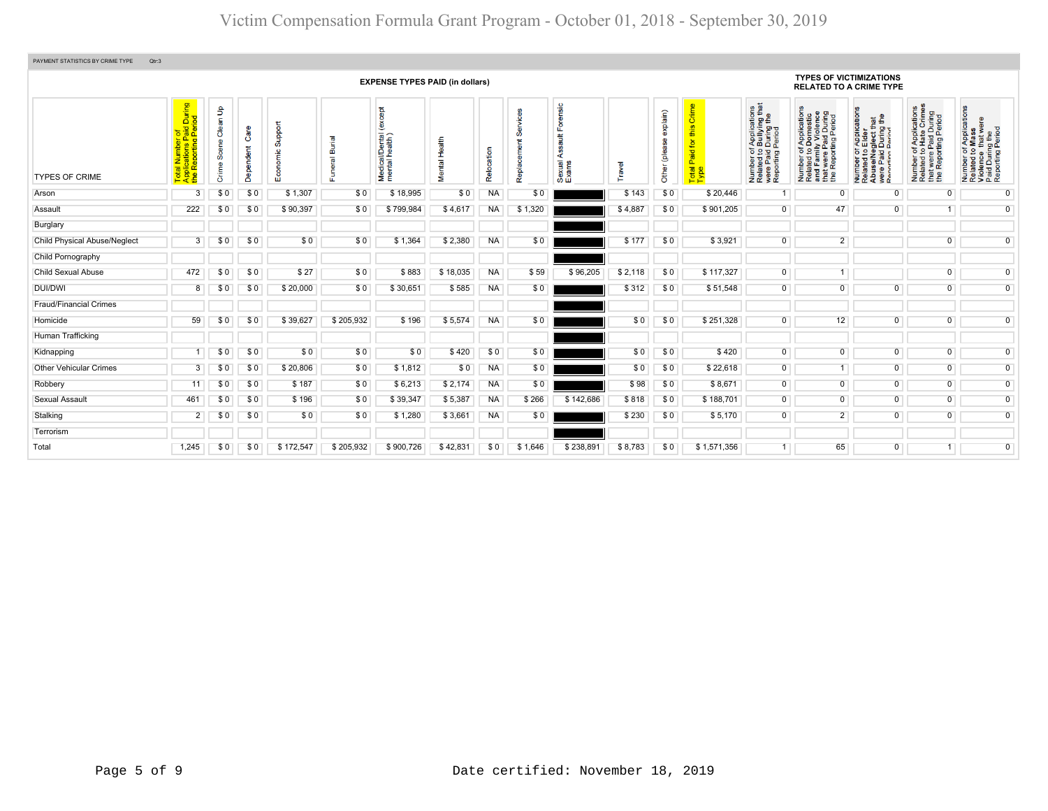# Victim Compensation Formula Grant Program - October 01, 2018 - September 30, 2019

PAYMENT STATISTICS BY CRIME TYPE Qtr:3

| TYPES OF CRIME | Total Number of Applications Paid During the Reporting Period | EXPENSE TYPES PAID (in dollars) | | | | | | | | | | | | Total Paid for this Crime Type | TYPES OF VICTIMIZATIONS RELATED TO A CRIME TYPE | | | | |
|---|---|---|---|---|---|---|---|---|---|---|---|---|---|---|---|---|---|---|---|
| | | Crime Scene Clean Up | Dependent Care | Economic Support | Funeral Burial | Medical/Dental (except mental health) | Mental Health | Relocation | Replacement Services | Sexual Assault Forensic Exams | Travel | Other (please explain) | | | Number of Applications Related to Bullying that were Paid During the Reporting Period | Number of Applications Related to Domestic and Family Violence that were Paid During the Reporting Period | Number of Applications Related to Elder Abuse/Neglect that were Paid During the Reporting Period | Number of Applications Related to Hate Crimes that were Paid During the Reporting Period | Number of Applications Related to Mass Violence that were Paid During the Reporting Period |
| Arson | 3 | $ 0 | $ 0 | $ 1,307 | $ 0 | $ 18,995 | $ 0 | NA | $ 0 | | $ 143 | $ 0 | $ 20,446 | 1 | 0 | 0 | 0 | 0 |
| Assault | 222 | $ 0 | $ 0 | $ 90,397 | $ 0 | $ 799,984 | $ 4,617 | NA | $ 1,320 | | $ 4,887 | $ 0 | $ 901,205 | 0 | 47 | 0 | 1 | 0 |
| Burglary | | | | | | | | | | | | | | | | | | |
| Child Physical Abuse/Neglect | 3 | $ 0 | $ 0 | $ 0 | $ 0 | $ 1,364 | $ 2,380 | NA | $ 0 | | $ 177 | $ 0 | $ 3,921 | 0 | 2 | | 0 | 0 |
| Child Pornography | | | | | | | | | | | | | | | | | | |
| Child Sexual Abuse | 472 | $ 0 | $ 0 | $ 27 | $ 0 | $ 883 | $ 18,035 | NA | $ 59 | $ 96,205 | $ 2,118 | $ 0 | $ 117,327 | 0 | 1 | | 0 | 0 |
| DUI/DWI | 8 | $ 0 | $ 0 | $ 20,000 | $ 0 | $ 30,651 | $ 585 | NA | $ 0 | | $ 312 | $ 0 | $ 51,548 | 0 | 0 | 0 | 0 | 0 |
| Fraud/Financial Crimes | | | | | | | | | | | | | | | | | | |
| Homicide | 59 | $ 0 | $ 0 | $ 39,627 | $ 205,932 | $ 196 | $ 5,574 | NA | $ 0 | | $ 0 | $ 0 | $ 251,328 | 0 | 12 | 0 | 0 | 0 |
| Human Trafficking | | | | | | | | | | | | | | | | | | |
| Kidnapping | 1 | $ 0 | $ 0 | $ 0 | $ 0 | $ 0 | $ 420 | $ 0 | $ 0 | | $ 0 | $ 0 | $ 420 | 0 | 0 | 0 | 0 | 0 |
| Other Vehicular Crimes | 3 | $ 0 | $ 0 | $ 20,806 | $ 0 | $ 1,812 | $ 0 | NA | $ 0 | | $ 0 | $ 0 | $ 22,618 | 0 | 1 | 0 | 0 | 0 |
| Robbery | 11 | $ 0 | $ 0 | $ 187 | $ 0 | $ 6,213 | $ 2,174 | NA | $ 0 | | $ 98 | $ 0 | $ 8,671 | 0 | 0 | 0 | 0 | 0 |
| Sexual Assault | 461 | $ 0 | $ 0 | $ 196 | $ 0 | $ 39,347 | $ 5,387 | NA | $ 266 | $ 142,686 | $ 818 | $ 0 | $ 188,701 | 0 | 0 | 0 | 0 | 0 |
| Stalking | 2 | $ 0 | $ 0 | $ 0 | $ 0 | $ 1,280 | $ 3,661 | NA | $ 0 | | $ 230 | $ 0 | $ 5,170 | 0 | 2 | 0 | 0 | 0 |
| Terrorism | | | | | | | | | | | | | | | | | | |
| Total | 1,245 | $ 0 | $ 0 | $ 172,547 | $ 205,932 | $ 900,726 | $ 42,831 | $ 0 | $ 1,646 | $ 238,891 | $ 8,783 | $ 0 | $ 1,571,356 | 1 | 65 | 0 | 1 | 0 |

Date certified: November 18, 2019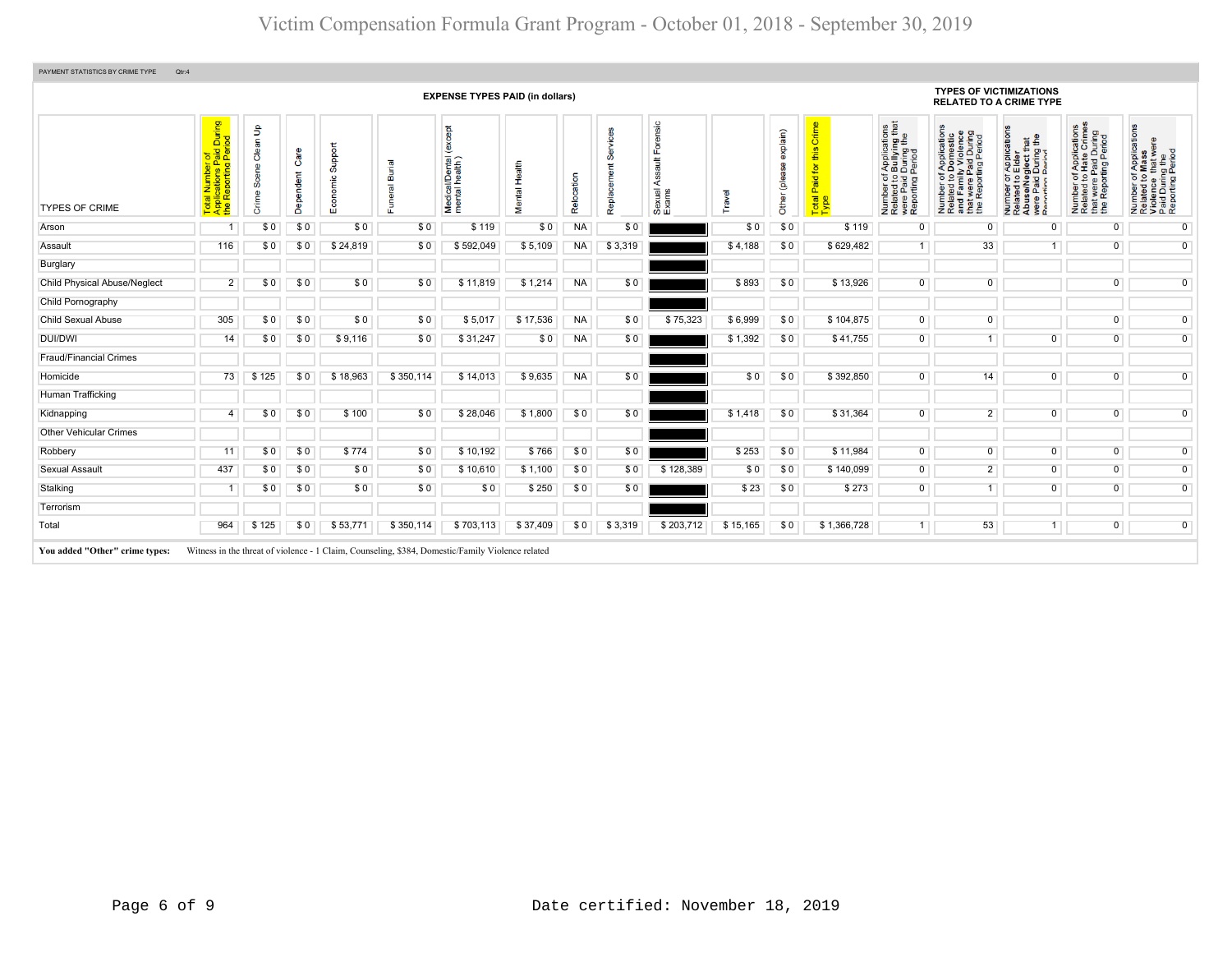# Victim Compensation Formula Grant Program - October 01, 2018 - September 30, 2019

PAYMENT STATISTICS BY CRIME TYPE Qtr:4

| TYPES OF CRIME | Total Number of Applications Paid During the Reporting Period | EXPENSE TYPES PAID (in dollars) | | | | | | | | | | | | Total Paid for this Crime Type | TYPES OF VICTIMIZATIONS RELATED TO A CRIME TYPE | | | | |
|---|---|---|---|---|---|---|---|---|---|---|---|---|---|---|---|---|---|---|---|
| | | Crime Scene Clean Up | Dependent Care | Economic Support | Funeral Burial | Medical/Dental (except mental health) | Mental Health | Relocation | Replacement Services | Sexual Assault Forensic Exams | Travel | Other (please explain) | | | Number of Applications Related to Bullying that were Paid During the Reporting Period | Number of Applications Related to Domestic and Family Violence that were Paid During the Reporting Period | Number of Applications Related to Elder Abuse/Neglect that were Paid During the Reporting Period | Number of Applications Related to Hate Crimes that were Paid During the Reporting Period | Number of Applications Related to Mass Violence that were Paid During the Reporting Period |
| Arson | 1 | $ 0 | $ 0 | $ 0 | $ 0 | $ 119 | $ 0 | NA | $ 0 | | $ 0 | $ 0 | $ 119 | | 0 | 0 | 0 | 0 | 0 |
| Assault | 116 | $ 0 | $ 0 | $ 24,819 | $ 0 | $ 592,049 | $ 5,109 | NA | $ 3,319 | | $ 4,188 | $ 0 | $ 629,482 | | 1 | 33 | 1 | 0 | 0 |
| Burglary | | | | | | | | | | | | | | | | | | | |
| Child Physical Abuse/Neglect | 2 | $ 0 | $ 0 | $ 0 | $ 0 | $ 11,819 | $ 1,214 | NA | $ 0 | | $ 893 | $ 0 | $ 13,926 | | 0 | 0 | | 0 | 0 |
| Child Pornography | | | | | | | | | | | | | | | | | | | |
| Child Sexual Abuse | 305 | $ 0 | $ 0 | $ 0 | $ 0 | $ 5,017 | $ 17,536 | NA | $ 0 | $ 75,323 | $ 6,999 | $ 0 | $ 104,875 | | 0 | 0 | | 0 | 0 |
| DUI/DWI | 14 | $ 0 | $ 0 | $ 9,116 | $ 0 | $ 31,247 | $ 0 | NA | $ 0 | | $ 1,392 | $ 0 | $ 41,755 | | 0 | 1 | 0 | 0 | 0 |
| Fraud/Financial Crimes | | | | | | | | | | | | | | | | | | | |
| Homicide | 73 | $ 125 | $ 0 | $ 18,963 | $ 350,114 | $ 14,013 | $ 9,635 | NA | $ 0 | | $ 0 | $ 0 | $ 392,850 | | 0 | 14 | 0 | 0 | 0 |
| Human Trafficking | | | | | | | | | | | | | | | | | | | |
| Kidnapping | 4 | $ 0 | $ 0 | $ 100 | $ 0 | $ 28,046 | $ 1,800 | $ 0 | $ 0 | | $ 1,418 | $ 0 | $ 31,364 | | 0 | 2 | 0 | 0 | 0 |
| Other Vehicular Crimes | | | | | | | | | | | | | | | | | | | |
| Robbery | 11 | $ 0 | $ 0 | $ 774 | $ 0 | $ 10,192 | $ 766 | $ 0 | $ 0 | | $ 253 | $ 0 | $ 11,984 | | 0 | 0 | 0 | 0 | 0 |
| Sexual Assault | 437 | $ 0 | $ 0 | $ 0 | $ 0 | $ 10,610 | $ 1,100 | $ 0 | $ 0 | $ 128,389 | $ 0 | $ 0 | $ 140,099 | | 0 | 2 | 0 | 0 | 0 |
| Stalking | 1 | $ 0 | $ 0 | $ 0 | $ 0 | $ 0 | $ 250 | $ 0 | $ 0 | | $ 23 | $ 0 | $ 273 | | 0 | 1 | 0 | 0 | 0 |
| Terrorism | | | | | | | | | | | | | | | | | | | |
| Total | 964 | $ 125 | $ 0 | $ 53,771 | $ 350,114 | $ 703,113 | $ 37,409 | $ 0 | $ 3,319 | $ 203,712 | $ 15,165 | $ 0 | $ 1,366,728 | | 1 | 53 | 1 | 0 | 0 |

**You added "Other" crime types:** Witness in the threat of violence - 1 Claim, Counseling, $384, Domestic/Family Violence related

Date certified: November 18, 2019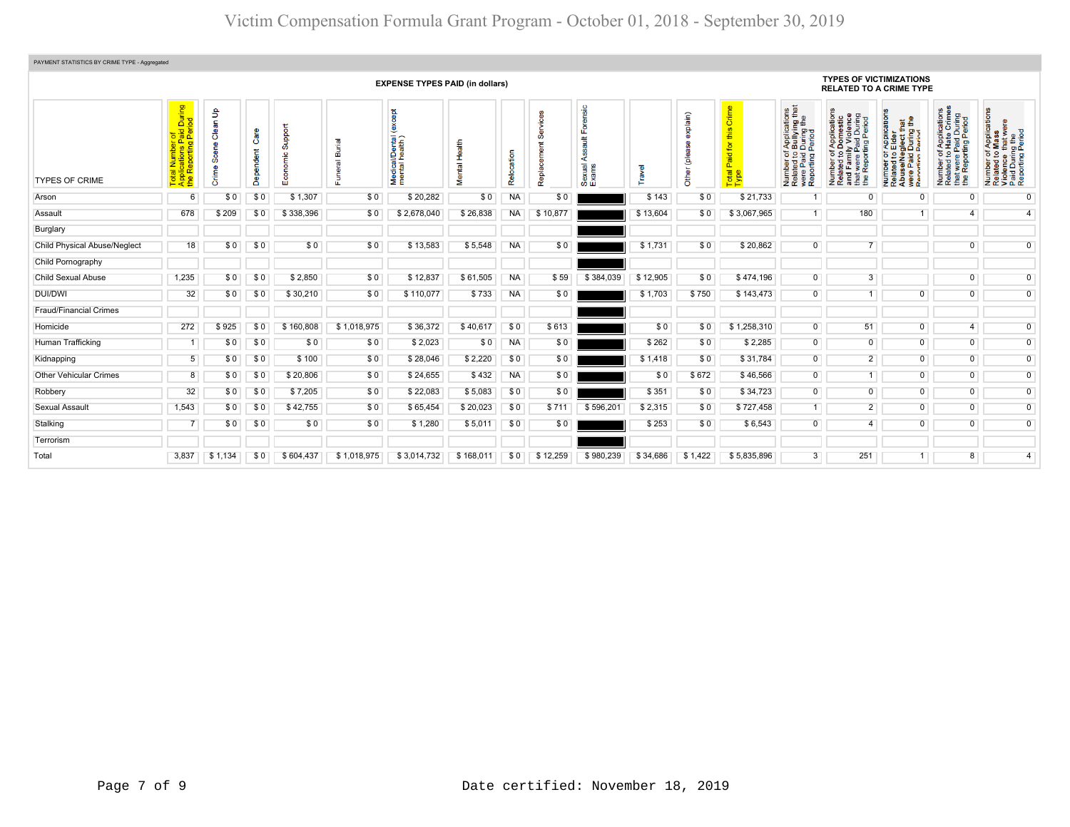# Victim Compensation Formula Grant Program - October 01, 2018 - September 30, 2019

PAYMENT STATISTICS BY CRIME TYPE - Aggregated

| | | EXPENSE TYPES PAID (in dollars) | | | | | | | | | | | | | TYPES OF VICTIMIZATIONS RELATED TO A CRIME TYPE | | | | |
|---|---|---|---|---|---|---|---|---|---|---|---|---|---|---|---|---|---|---|---|
| TYPES OF CRIME | Total Number of Applications Paid During the Reporting Period | Crime Scene Clean Up | Dependent Care | Economic Support | Funeral Burial | Medical/Dental (except mental health) | Mental Health | Relocation | Replacement Services | Sexual Assault Forensic Exams | Travel | Other (please explain) | Total Paid for this Crime Type | Number of Applications Related to Bullying that were Paid During the Reporting Period | Number of Applications Related to Domestic and Family Violence that were Paid During the Reporting Period | Number of Applications Related to Elder Abuse/Neglect that were Paid During the Reporting Period | Number of Applications Related to Hate Crimes that were Paid During the Reporting Period | Number of Applications Related to Mass Violence that were Paid During the Reporting Period |
| Arson | 6 | $ 0 | $ 0 | $ 1,307 | $ 0 | $ 20,282 | $ 0 | NA | $ 0 | | $ 143 | $ 0 | $ 21,733 | 1 | 0 | 0 | 0 | 0 |
| Assault | 678 | $ 209 | $ 0 | $ 338,396 | $ 0 | $ 2,678,040 | $ 26,838 | NA | $ 10,877 | | $ 13,604 | $ 0 | $ 3,067,965 | 1 | 180 | 1 | 4 | 4 |
| Burglary | | | | | | | | | | | | | | | | | | |
| Child Physical Abuse/Neglect | 18 | $ 0 | $ 0 | $ 0 | $ 0 | $ 13,583 | $ 5,548 | NA | $ 0 | | $ 1,731 | $ 0 | $ 20,862 | 0 | 7 | | 0 | 0 |
| Child Pornography | | | | | | | | | | | | | | | | | | |
| Child Sexual Abuse | 1,235 | $ 0 | $ 0 | $ 2,850 | $ 0 | $ 12,837 | $ 61,505 | NA | $ 59 | $ 384,039 | $ 12,905 | $ 0 | $ 474,196 | 0 | 3 | | 0 | 0 |
| DUI/DWI | 32 | $ 0 | $ 0 | $ 30,210 | $ 0 | $ 110,077 | $ 733 | NA | $ 0 | | $ 1,703 | $ 750 | $ 143,473 | 0 | 1 | 0 | 0 | 0 |
| Fraud/Financial Crimes | | | | | | | | | | | | | | | | | | |
| Homicide | 272 | $ 925 | $ 0 | $ 160,808 | $ 1,018,975 | $ 36,372 | $ 40,617 | $ 0 | $ 613 | | $ 0 | $ 0 | $ 1,258,310 | 0 | 51 | 0 | 4 | 0 |
| Human Trafficking | 1 | $ 0 | $ 0 | $ 0 | $ 0 | $ 2,023 | $ 0 | NA | $ 0 | | $ 262 | $ 0 | $ 2,285 | 0 | 0 | 0 | 0 | 0 |
| Kidnapping | 5 | $ 0 | $ 0 | $ 100 | $ 0 | $ 28,046 | $ 2,220 | $ 0 | $ 0 | | $ 1,418 | $ 0 | $ 31,784 | 0 | 2 | 0 | 0 | 0 |
| Other Vehicular Crimes | 8 | $ 0 | $ 0 | $ 20,806 | $ 0 | $ 24,655 | $ 432 | NA | $ 0 | | $ 0 | $ 672 | $ 46,566 | 0 | 1 | 0 | 0 | 0 |
| Robbery | 32 | $ 0 | $ 0 | $ 7,205 | $ 0 | $ 22,083 | $ 5,083 | $ 0 | $ 0 | | $ 351 | $ 0 | $ 34,723 | 0 | 0 | 0 | 0 | 0 |
| Sexual Assault | 1,543 | $ 0 | $ 0 | $ 42,755 | $ 0 | $ 65,454 | $ 20,023 | $ 0 | $ 711 | $ 596,201 | $ 2,315 | $ 0 | $ 727,458 | 1 | 2 | 0 | 0 | 0 |
| Stalking | 7 | $ 0 | $ 0 | $ 0 | $ 0 | $ 1,280 | $ 5,011 | $ 0 | $ 0 | | $ 253 | $ 0 | $ 6,543 | 0 | 4 | 0 | 0 | 0 |
| Terrorism | | | | | | | | | | | | | | | | | | |
| Total | 3,837 | $ 1,134 | $ 0 | $ 604,437 | $ 1,018,975 | $ 3,014,732 | $ 168,011 | $ 0 | $ 12,259 | $ 980,239 | $ 34,686 | $ 1,422 | $ 5,835,896 | 3 | 251 | 1 | 8 | 4 |

Date certified: November 18, 2019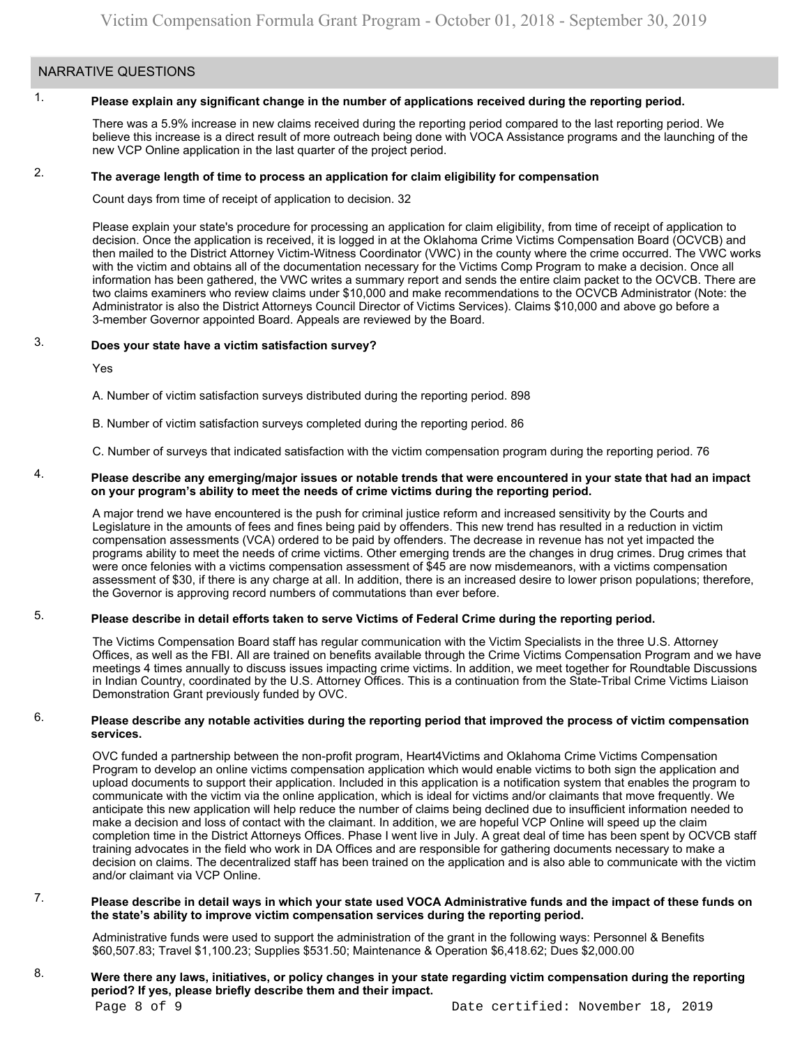## NARRATIVE QUESTIONS

1. **Please explain any significant change in the number of applications received during the reporting period.**

   There was a 5.9% increase in new claims received during the reporting period compared to the last reporting period. We believe this increase is a direct result of more outreach being done with VOCA Assistance programs and the launching of the new VCP Online application in the last quarter of the project period.

2. **The average length of time to process an application for claim eligibility for compensation**

   Count days from time of receipt of application to decision. 32

   Please explain your state's procedure for processing an application for claim eligibility, from time of receipt of application to decision. Once the application is received, it is logged in at the Oklahoma Crime Victims Compensation Board (OCVCB) and then mailed to the District Attorney Victim-Witness Coordinator (VWC) in the county where the crime occurred. The VWC works with the victim and obtains all of the documentation necessary for the Victims Comp Program to make a decision. Once all information has been gathered, the VWC writes a summary report and sends the entire claim packet to the OCVCB. There are two claims examiners who review claims under $10,000 and make recommendations to the OCVCB Administrator (Note: the Administrator is also the District Attorneys Council Director of Victims Services). Claims $10,000 and above go before a 3-member Governor appointed Board. Appeals are reviewed by the Board.

3. **Does your state have a victim satisfaction survey?**

   Yes

   A. Number of victim satisfaction surveys distributed during the reporting period. 898

   B. Number of victim satisfaction surveys completed during the reporting period. 86

   C. Number of surveys that indicated satisfaction with the victim compensation program during the reporting period. 76

4. **Please describe any emerging/major issues or notable trends that were encountered in your state that had an impact on your program's ability to meet the needs of crime victims during the reporting period.**

   A major trend we have encountered is the push for criminal justice reform and increased sensitivity by the Courts and Legislature in the amounts of fees and fines being paid by offenders. This new trend has resulted in a reduction in victim compensation assessments (VCA) ordered to be paid by offenders. The decrease in revenue has not yet impacted the programs ability to meet the needs of crime victims. Other emerging trends are the changes in drug crimes. Drug crimes that were once felonies with a victims compensation assessment of $45 are now misdemeanors, with a victims compensation assessment of $30, if there is any charge at all. In addition, there is an increased desire to lower prison populations; therefore, the Governor is approving record numbers of commutations than ever before.

5. **Please describe in detail efforts taken to serve Victims of Federal Crime during the reporting period.**

   The Victims Compensation Board staff has regular communication with the Victim Specialists in the three U.S. Attorney Offices, as well as the FBI. All are trained on benefits available through the Crime Victims Compensation Program and we have meetings 4 times annually to discuss issues impacting crime victims. In addition, we meet together for Roundtable Discussions in Indian Country, coordinated by the U.S. Attorney Offices. This is a continuation from the State-Tribal Crime Victims Liaison Demonstration Grant previously funded by OVC.

6. **Please describe any notable activities during the reporting period that improved the process of victim compensation services.**

   OVC funded a partnership between the non-profit program, Heart4Victims and Oklahoma Crime Victims Compensation Program to develop an online victims compensation application which would enable victims to both sign the application and upload documents to support their application. Included in this application is a notification system that enables the program to communicate with the victim via the online application, which is ideal for victims and/or claimants that move frequently. We anticipate this new application will help reduce the number of claims being declined due to insufficient information needed to make a decision and loss of contact with the claimant. In addition, we are hopeful VCP Online will speed up the claim completion time in the District Attorneys Offices. Phase I went live in July. A great deal of time has been spent by OCVCB staff training advocates in the field who work in DA Offices and are responsible for gathering documents necessary to make a decision on claims. The decentralized staff has been trained on the application and is also able to communicate with the victim and/or claimant via VCP Online.

7. **Please describe in detail ways in which your state used VOCA Administrative funds and the impact of these funds on the state's ability to improve victim compensation services during the reporting period.**

   Administrative funds were used to support the administration of the grant in the following ways: Personnel & Benefits $60,507.83; Travel $1,100.23; Supplies $531.50; Maintenance & Operation $6,418.62; Dues $2,000.00

8. **Were there any laws, initiatives, or policy changes in your state regarding victim compensation during the reporting period? If yes, please briefly describe them and their impact.**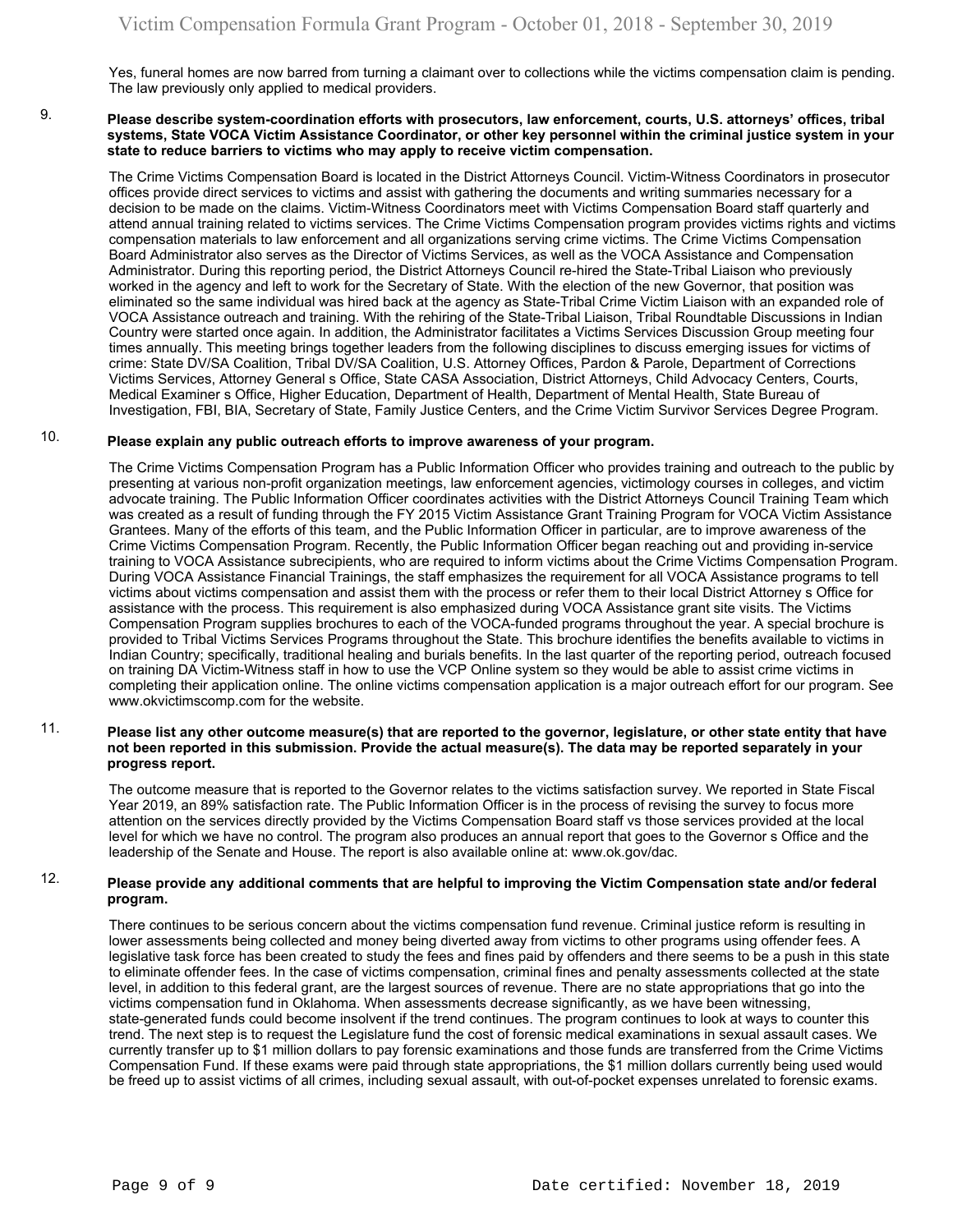Yes, funeral homes are now barred from turning a claimant over to collections while the victims compensation claim is pending. The law previously only applied to medical providers.

9. **Please describe system-coordination efforts with prosecutors, law enforcement, courts, U.S. attorneys' offices, tribal systems, State VOCA Victim Assistance Coordinator, or other key personnel within the criminal justice system in your state to reduce barriers to victims who may apply to receive victim compensation.**

The Crime Victims Compensation Board is located in the District Attorneys Council. Victim-Witness Coordinators in prosecutor offices provide direct services to victims and assist with gathering the documents and writing summaries necessary for a decision to be made on the claims. Victim-Witness Coordinators meet with Victims Compensation Board staff quarterly and attend annual training related to victims services. The Crime Victims Compensation program provides victims rights and victims compensation materials to law enforcement and all organizations serving crime victims. The Crime Victims Compensation Board Administrator also serves as the Director of Victims Services, as well as the VOCA Assistance and Compensation Administrator. During this reporting period, the District Attorneys Council re-hired the State-Tribal Liaison who previously worked in the agency and left to work for the Secretary of State. With the election of the new Governor, that position was eliminated so the same individual was hired back at the agency as State-Tribal Crime Victim Liaison with an expanded role of VOCA Assistance outreach and training. With the rehiring of the State-Tribal Liaison, Tribal Roundtable Discussions in Indian Country were started once again. In addition, the Administrator facilitates a Victims Services Discussion Group meeting four times annually. This meeting brings together leaders from the following disciplines to discuss emerging issues for victims of crime: State DV/SA Coalition, Tribal DV/SA Coalition, U.S. Attorney Offices, Pardon & Parole, Department of Corrections Victims Services, Attorney General s Office, State CASA Association, District Attorneys, Child Advocacy Centers, Courts, Medical Examiner s Office, Higher Education, Department of Health, Department of Mental Health, State Bureau of Investigation, FBI, BIA, Secretary of State, Family Justice Centers, and the Crime Victim Survivor Services Degree Program.

10. **Please explain any public outreach efforts to improve awareness of your program.**

The Crime Victims Compensation Program has a Public Information Officer who provides training and outreach to the public by presenting at various non-profit organization meetings, law enforcement agencies, victimology courses in colleges, and victim advocate training. The Public Information Officer coordinates activities with the District Attorneys Council Training Team which was created as a result of funding through the FY 2015 Victim Assistance Grant Training Program for VOCA Victim Assistance Grantees. Many of the efforts of this team, and the Public Information Officer in particular, are to improve awareness of the Crime Victims Compensation Program. Recently, the Public Information Officer began reaching out and providing in-service training to VOCA Assistance subrecipients, who are required to inform victims about the Crime Victims Compensation Program. During VOCA Assistance Financial Trainings, the staff emphasizes the requirement for all VOCA Assistance programs to tell victims about victims compensation and assist them with the process or refer them to their local District Attorney s Office for assistance with the process. This requirement is also emphasized during VOCA Assistance grant site visits. The Victims Compensation Program supplies brochures to each of the VOCA-funded programs throughout the year. A special brochure is provided to Tribal Victims Services Programs throughout the State. This brochure identifies the benefits available to victims in Indian Country; specifically, traditional healing and burials benefits. In the last quarter of the reporting period, outreach focused on training DA Victim-Witness staff in how to use the VCP Online system so they would be able to assist crime victims in completing their application online. The online victims compensation application is a major outreach effort for our program. See www.okvictimscomp.com for the website.

11. **Please list any other outcome measure(s) that are reported to the governor, legislature, or other state entity that have not been reported in this submission. Provide the actual measure(s). The data may be reported separately in your progress report.**

The outcome measure that is reported to the Governor relates to the victims satisfaction survey. We reported in State Fiscal Year 2019, an 89% satisfaction rate. The Public Information Officer is in the process of revising the survey to focus more attention on the services directly provided by the Victims Compensation Board staff vs those services provided at the local level for which we have no control. The program also produces an annual report that goes to the Governor s Office and the leadership of the Senate and House. The report is also available online at: www.ok.gov/dac.

12. **Please provide any additional comments that are helpful to improving the Victim Compensation state and/or federal program.**

There continues to be serious concern about the victims compensation fund revenue. Criminal justice reform is resulting in lower assessments being collected and money being diverted away from victims to other programs using offender fees. A legislative task force has been created to study the fees and fines paid by offenders and there seems to be a push in this state to eliminate offender fees. In the case of victims compensation, criminal fines and penalty assessments collected at the state level, in addition to this federal grant, are the largest sources of revenue. There are no state appropriations that go into the victims compensation fund in Oklahoma. When assessments decrease significantly, as we have been witnessing, state-generated funds could become insolvent if the trend continues. The program continues to look at ways to counter this trend. The next step is to request the Legislature fund the cost of forensic medical examinations in sexual assault cases. We currently transfer up to $1 million dollars to pay forensic examinations and those funds are transferred from the Crime Victims Compensation Fund. If these exams were paid through state appropriations, the $1 million dollars currently being used would be freed up to assist victims of all crimes, including sexual assault, with out-of-pocket expenses unrelated to forensic exams.

Date certified: November 18, 2019